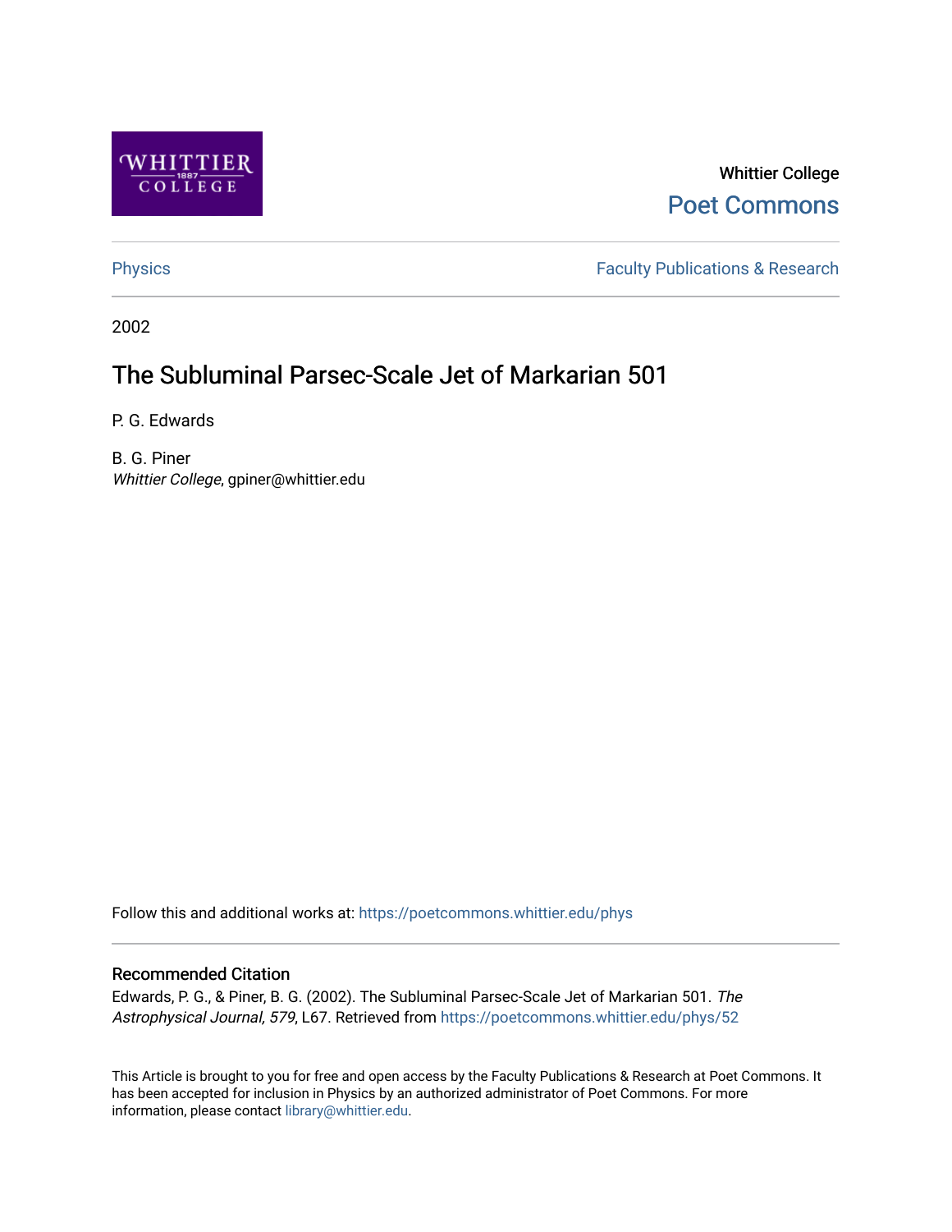Whittier College

Poet Commons

Physics

Faculty Publications & Research

2002

# The Subluminal Parsec-Scale Jet of Markarian 501

P. G. Edwards

B. G. Piner
*Whittier College*, gpiner@whittier.edu

Follow this and additional works at: https://poetcommons.whittier.edu/phys

## Recommended Citation

Edwards, P. G., & Piner, B. G. (2002). The Subluminal Parsec-Scale Jet of Markarian 501. *The Astrophysical Journal, 579*, L67. Retrieved from https://poetcommons.whittier.edu/phys/52

This Article is brought to you for free and open access by the Faculty Publications & Research at Poet Commons. It has been accepted for inclusion in Physics by an authorized administrator of Poet Commons. For more information, please contact library@whittier.edu.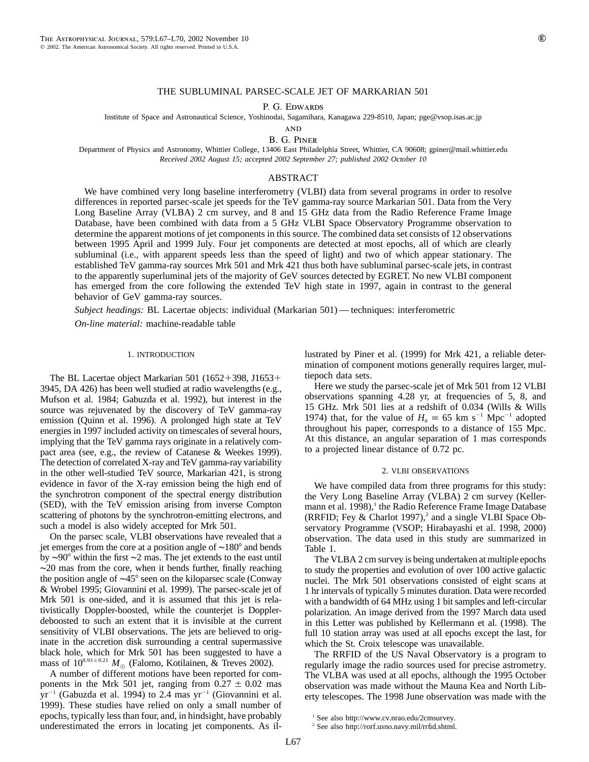# THE SUBLUMINAL PARSEC-SCALE JET OF MARKARIAN 501

P. G. Edwards

Institute of Space and Astronautical Science, Yoshinodai, Sagamihara, Kanagawa 229-8510, Japan; pge@vsop.isas.ac.jp

AND

B. G. Piner

Department of Physics and Astronomy, Whittier College, 13406 East Philadelphia Street, Whittier, CA 90608; gpiner@mail.whittier.edu

*Received 2002 August 15; accepted 2002 September 27; published 2002 October 10*

## ABSTRACT

We have combined very long baseline interferometry (VLBI) data from several programs in order to resolve differences in reported parsec-scale jet speeds for the TeV gamma-ray source Markarian 501. Data from the Very Long Baseline Array (VLBA) 2 cm survey, and 8 and 15 GHz data from the Radio Reference Frame Image Database, have been combined with data from a 5 GHz VLBI Space Observatory Programme observation to determine the apparent motions of jet components in this source. The combined data set consists of 12 observations between 1995 April and 1999 July. Four jet components are detected at most epochs, all of which are clearly subluminal (i.e., with apparent speeds less than the speed of light) and two of which appear stationary. The established TeV gamma-ray sources Mrk 501 and Mrk 421 thus both have subluminal parsec-scale jets, in contrast to the apparently superluminal jets of the majority of GeV sources detected by EGRET. No new VLBI component has emerged from the core following the extended TeV high state in 1997, again in contrast to the general behavior of GeV gamma-ray sources.

*Subject headings:* BL Lacertae objects: individual (Markarian 501) — techniques: interferometric

*On-line material:* machine-readable table

## 1. INTRODUCTION

The BL Lacertae object Markarian 501 (1652+398, J1653+3945, DA 426) has been well studied at radio wavelengths (e.g., Mufson et al. 1984; Gabuzda et al. 1992), but interest in the source was rejuvenated by the discovery of TeV gamma-ray emission (Quinn et al. 1996). A prolonged high state at TeV energies in 1997 included activity on timescales of several hours, implying that the TeV gamma rays originate in a relatively compact area (see, e.g., the review of Catanese & Weekes 1999). The detection of correlated X-ray and TeV gamma-ray variability in the other well-studied TeV source, Markarian 421, is strong evidence in favor of the X-ray emission being the high end of the synchrotron component of the spectral energy distribution (SED), with the TeV emission arising from inverse Compton scattering of photons by the synchrotron-emitting electrons, and such a model is also widely accepted for Mrk 501.

On the parsec scale, VLBI observations have revealed that a jet emerges from the core at a position angle of ∼180° and bends by ∼90° within the first ∼2 mas. The jet extends to the east until ∼20 mas from the core, when it bends further, finally reaching the position angle of ∼45° seen on the kiloparsec scale (Conway & Wrobel 1995; Giovannini et al. 1999). The parsec-scale jet of Mrk 501 is one-sided, and it is assumed that this jet is relativistically Doppler-boosted, while the counterjet is Doppler-deboosted to such an extent that it is invisible at the current sensitivity of VLBI observations. The jets are believed to originate in the accretion disk surrounding a central supermassive black hole, which for Mrk 501 has been suggested to have a mass of $10^{8.93\pm0.21}\,M_\odot$ (Falomo, Kotilainen, & Treves 2002).

A number of different motions have been reported for components in the Mrk 501 jet, ranging from $0.27 \pm 0.02$ mas yr$^{-1}$ (Gabuzda et al. 1994) to 2.4 mas yr$^{-1}$ (Giovannini et al. 1999). These studies have relied on only a small number of epochs, typically less than four, and, in hindsight, have probably underestimated the errors in locating jet components. As illustrated by Piner et al. (1999) for Mrk 421, a reliable determination of component motions generally requires larger, multiepoch data sets.

Here we study the parsec-scale jet of Mrk 501 from 12 VLBI observations spanning 4.28 yr, at frequencies of 5, 8, and 15 GHz. Mrk 501 lies at a redshift of 0.034 (Wills & Wills 1974) that, for the value of $H_0 = 65$ km s$^{-1}$ Mpc$^{-1}$ adopted throughout his paper, corresponds to a distance of 155 Mpc. At this distance, an angular separation of 1 mas corresponds to a projected linear distance of 0.72 pc.

## 2. VLBI OBSERVATIONS

We have compiled data from three programs for this study: the Very Long Baseline Array (VLBA) 2 cm survey (Kellermann et al. 1998),[1] the Radio Reference Frame Image Database (RRFID; Fey & Charlot 1997),[2] and a single VLBI Space Observatory Programme (VSOP; Hirabayashi et al. 1998, 2000) observation. The data used in this study are summarized in Table 1.

The VLBA 2 cm survey is being undertaken at multiple epochs to study the properties and evolution of over 100 active galactic nuclei. The Mrk 501 observations consisted of eight scans at 1 hr intervals of typically 5 minutes duration. Data were recorded with a bandwidth of 64 MHz using 1 bit samples and left-circular polarization. An image derived from the 1997 March data used in this Letter was published by Kellermann et al. (1998). The full 10 station array was used at all epochs except the last, for which the St. Croix telescope was unavailable.

The RRFID of the US Naval Observatory is a program to regularly image the radio sources used for precise astrometry. The VLBA was used at all epochs, although the 1995 October observation was made without the Mauna Kea and North Liberty telescopes. The 1998 June observation was made with the

[1] See also http://www.cv.nrao.edu/2cmsurvey.

[2] See also http://rorf.usno.navy.mil/rrfid.shtml.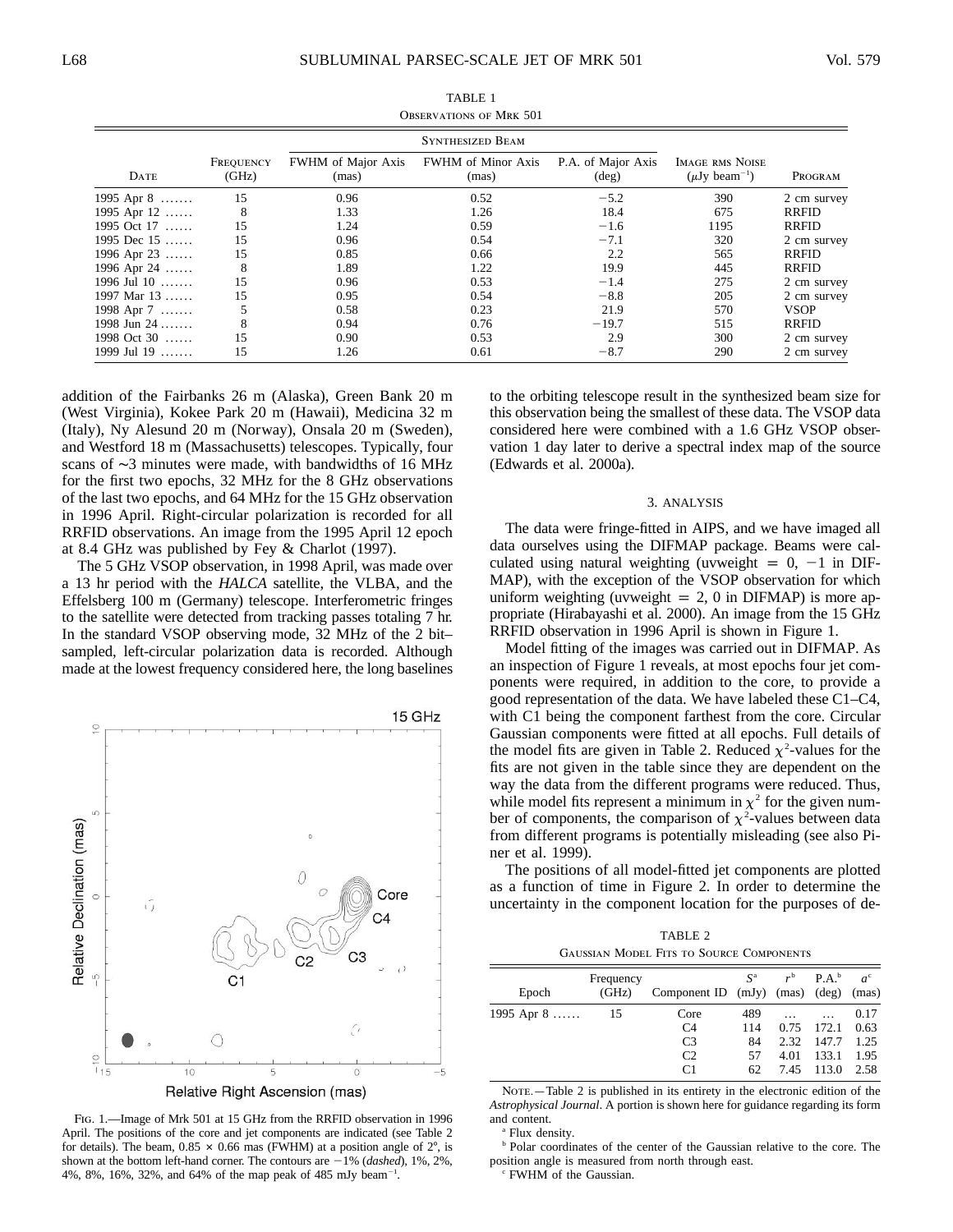TABLE 1

Observations of Mrk 501

| Date | Frequency (GHz) | Synthesized Beam: FWHM of Major Axis (mas) | FWHM of Minor Axis (mas) | P.A. of Major Axis (deg) | Image rms Noise ($\mu$Jy beam$^{-1}$) | Program |
|---|---|---|---|---|---|---|
| 1995 Apr 8 ....... | 15 | 0.96 | 0.52 | −5.2 | 390 | 2 cm survey |
| 1995 Apr 12 ...... | 8 | 1.33 | 1.26 | 18.4 | 675 | RRFID |
| 1995 Oct 17 ...... | 15 | 1.24 | 0.59 | −1.6 | 1195 | RRFID |
| 1995 Dec 15 ...... | 15 | 0.96 | 0.54 | −7.1 | 320 | 2 cm survey |
| 1996 Apr 23 ...... | 15 | 0.85 | 0.66 | 2.2 | 565 | RRFID |
| 1996 Apr 24 ...... | 8 | 1.89 | 1.22 | 19.9 | 445 | RRFID |
| 1996 Jul 10 ....... | 15 | 0.96 | 0.53 | −1.4 | 275 | 2 cm survey |
| 1997 Mar 13 ...... | 15 | 0.95 | 0.54 | −8.8 | 205 | 2 cm survey |
| 1998 Apr 7 ....... | 5 | 0.58 | 0.23 | 21.9 | 570 | VSOP |
| 1998 Jun 24 ....... | 8 | 0.94 | 0.76 | −19.7 | 515 | RRFID |
| 1998 Oct 30 ...... | 15 | 0.90 | 0.53 | 2.9 | 300 | 2 cm survey |
| 1999 Jul 19 ....... | 15 | 1.26 | 0.61 | −8.7 | 290 | 2 cm survey |

addition of the Fairbanks 26 m (Alaska), Green Bank 20 m (West Virginia), Kokee Park 20 m (Hawaii), Medicina 32 m (Italy), Ny Alesund 20 m (Norway), Onsala 20 m (Sweden), and Westford 18 m (Massachusetts) telescopes. Typically, four scans of ∼3 minutes were made, with bandwidths of 16 MHz for the first two epochs, 32 MHz for the 8 GHz observations of the last two epochs, and 64 MHz for the 15 GHz observation in 1996 April. Right-circular polarization is recorded for all RRFID observations. An image from the 1995 April 12 epoch at 8.4 GHz was published by Fey & Charlot (1997).

The 5 GHz VSOP observation, in 1998 April, was made over a 13 hr period with the *HALCA* satellite, the VLBA, and the Effelsberg 100 m (Germany) telescope. Interferometric fringes to the satellite were detected from tracking passes totaling 7 hr. In the standard VSOP observing mode, 32 MHz of the 2 bit–sampled, left-circular polarization data is recorded. Although made at the lowest frequency considered here, the long baselines to the orbiting telescope result in the synthesized beam size for this observation being the smallest of these data. The VSOP data considered here were combined with a 1.6 GHz VSOP observation 1 day later to derive a spectral index map of the source (Edwards et al. 2000a).

Fig. 1.—Image of Mrk 501 at 15 GHz from the RRFID observation in 1996 April. The positions of the core and jet components are indicated (see Table 2 for details). The beam, 0.85 × 0.66 mas (FWHM) at a position angle of 2°, is shown at the bottom left-hand corner. The contours are −1% (*dashed*), 1%, 2%, 4%, 8%, 16%, 32%, and 64% of the map peak of 485 mJy beam$^{-1}$.

## 3. ANALYSIS

The data were fringe-fitted in AIPS, and we have imaged all data ourselves using the DIFMAP package. Beams were calculated using natural weighting (uvweight = 0, −1 in DIFMAP), with the exception of the VSOP observation for which uniform weighting (uvweight = 2, 0 in DIFMAP) is more appropriate (Hirabayashi et al. 2000). An image from the 15 GHz RRFID observation in 1996 April is shown in Figure 1.

Model fitting of the images was carried out in DIFMAP. As an inspection of Figure 1 reveals, at most epochs four jet components were required, in addition to the core, to provide a good representation of the data. We have labeled these C1–C4, with C1 being the component farthest from the core. Circular Gaussian components were fitted at all epochs. Full details of the model fits are given in Table 2. Reduced $\chi^2$-values for the fits are not given in the table since they are dependent on the way the data from the different programs were reduced. Thus, while model fits represent a minimum in $\chi^2$ for the given number of components, the comparison of $\chi^2$-values between data from different programs is potentially misleading (see also Piner et al. 1999).

The positions of all model-fitted jet components are plotted as a function of time in Figure 2. In order to determine the uncertainty in the component location for the purposes of de-

TABLE 2

Gaussian Model Fits to Source Components

| Epoch | Frequency (GHz) | Component ID | $S$[a] (mJy) | $r$[b] (mas) | P.A.[b] (deg) | $a$[c] (mas) |
|---|---|---|---|---|---|---|
| 1995 Apr 8 ...... | 15 | Core | 489 | ... | ... | 0.17 |
| | | C4 | 114 | 0.75 | 172.1 | 0.63 |
| | | C3 | 84 | 2.32 | 147.7 | 1.25 |
| | | C2 | 57 | 4.01 | 133.1 | 1.95 |
| | | C1 | 62 | 7.45 | 113.0 | 2.58 |

Note.—Table 2 is published in its entirety in the electronic edition of the *Astrophysical Journal*. A portion is shown here for guidance regarding its form and content.

[a] Flux density.

[b] Polar coordinates of the center of the Gaussian relative to the core. The position angle is measured from north through east.

[c] FWHM of the Gaussian.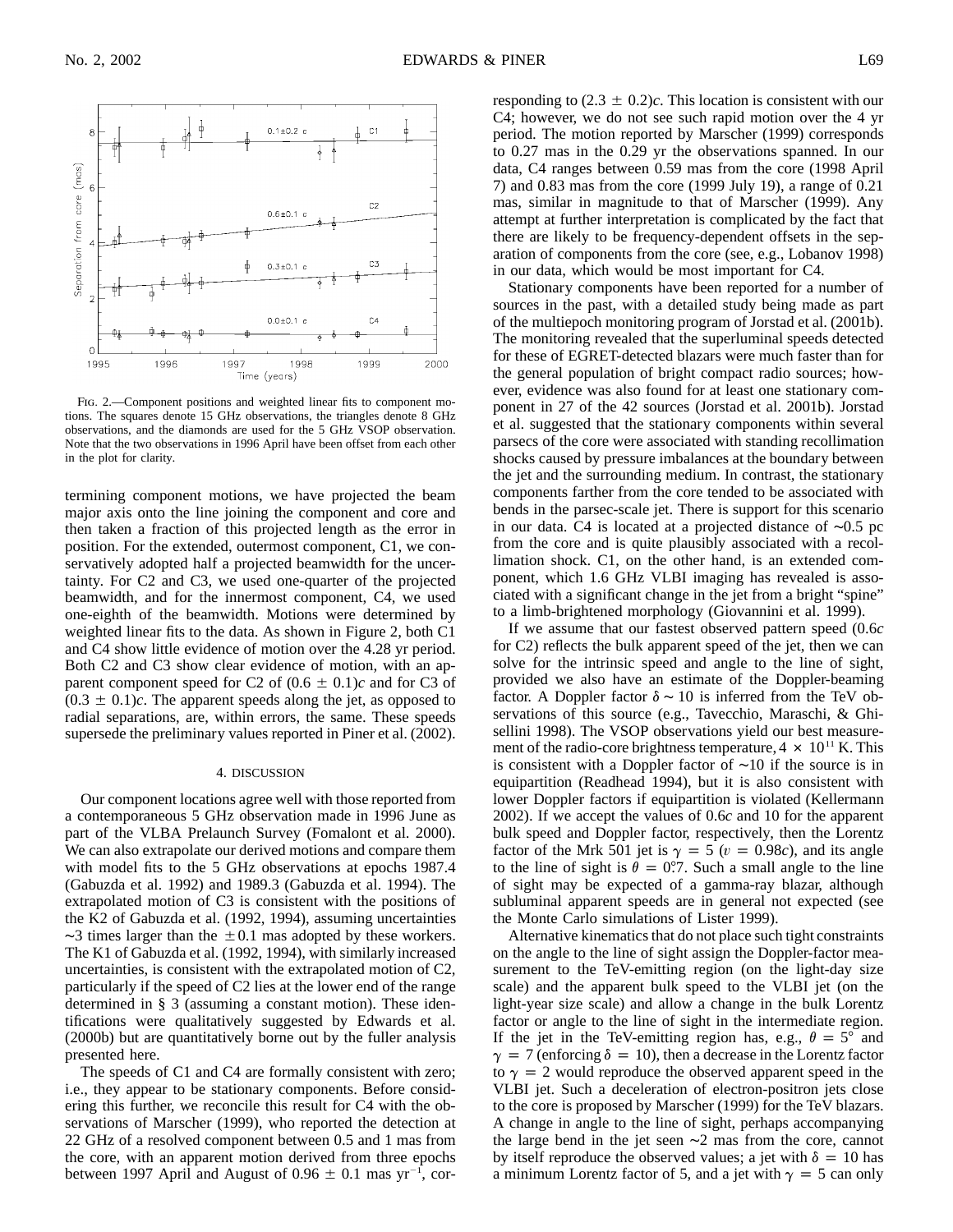FIG. 2.—Component positions and weighted linear fits to component motions. The squares denote 15 GHz observations, the triangles denote 8 GHz observations, and the diamonds are used for the 5 GHz VSOP observation. Note that the two observations in 1996 April have been offset from each other in the plot for clarity.

termining component motions, we have projected the beam major axis onto the line joining the component and core and then taken a fraction of this projected length as the error in position. For the extended, outermost component, C1, we conservatively adopted half a projected beamwidth for the uncertainty. For C2 and C3, we used one-quarter of the projected beamwidth, and for the innermost component, C4, we used one-eighth of the beamwidth. Motions were determined by weighted linear fits to the data. As shown in Figure 2, both C1 and C4 show little evidence of motion over the 4.28 yr period. Both C2 and C3 show clear evidence of motion, with an apparent component speed for C2 of $(0.6 \pm 0.1)c$ and for C3 of $(0.3 \pm 0.1)c$. The apparent speeds along the jet, as opposed to radial separations, are, within errors, the same. These speeds supersede the preliminary values reported in Piner et al. (2002).

## 4. DISCUSSION

Our component locations agree well with those reported from a contemporaneous 5 GHz observation made in 1996 June as part of the VLBA Prelaunch Survey (Fomalont et al. 2000). We can also extrapolate our derived motions and compare them with model fits to the 5 GHz observations at epochs 1987.4 (Gabuzda et al. 1992) and 1989.3 (Gabuzda et al. 1994). The extrapolated motion of C3 is consistent with the positions of the K2 of Gabuzda et al. (1992, 1994), assuming uncertainties $\sim$3 times larger than the $\pm 0.1$ mas adopted by these workers. The K1 of Gabuzda et al. (1992, 1994), with similarly increased uncertainties, is consistent with the extrapolated motion of C2, particularly if the speed of C2 lies at the lower end of the range determined in § 3 (assuming a constant motion). These identifications were qualitatively suggested by Edwards et al. (2000b) but are quantitatively borne out by the fuller analysis presented here.

The speeds of C1 and C4 are formally consistent with zero; i.e., they appear to be stationary components. Before considering this further, we reconcile this result for C4 with the observations of Marscher (1999), who reported the detection at 22 GHz of a resolved component between 0.5 and 1 mas from the core, with an apparent motion derived from three epochs between 1997 April and August of $0.96 \pm 0.1$ mas yr$^{-1}$, corresponding to $(2.3 \pm 0.2)c$. This location is consistent with our C4; however, we do not see such rapid motion over the 4 yr period. The motion reported by Marscher (1999) corresponds to 0.27 mas in the 0.29 yr the observations spanned. In our data, C4 ranges between 0.59 mas from the core (1998 April 7) and 0.83 mas from the core (1999 July 19), a range of 0.21 mas, similar in magnitude to that of Marscher (1999). Any attempt at further interpretation is complicated by the fact that there are likely to be frequency-dependent offsets in the separation of components from the core (see, e.g., Lobanov 1998) in our data, which would be most important for C4.

Stationary components have been reported for a number of sources in the past, with a detailed study being made as part of the multiepoch monitoring program of Jorstad et al. (2001b). The monitoring revealed that the superluminal speeds detected for these of EGRET-detected blazars were much faster than for the general population of bright compact radio sources; however, evidence was also found for at least one stationary component in 27 of the 42 sources (Jorstad et al. 2001b). Jorstad et al. suggested that the stationary components within several parsecs of the core were associated with standing recollimation shocks caused by pressure imbalances at the boundary between the jet and the surrounding medium. In contrast, the stationary components farther from the core tended to be associated with bends in the parsec-scale jet. There is support for this scenario in our data. C4 is located at a projected distance of $\sim$0.5 pc from the core and is quite plausibly associated with a recollimation shock. C1, on the other hand, is an extended component, which 1.6 GHz VLBI imaging has revealed is associated with a significant change in the jet from a bright "spine" to a limb-brightened morphology (Giovannini et al. 1999).

If we assume that our fastest observed pattern speed ($0.6c$ for C2) reflects the bulk apparent speed of the jet, then we can solve for the intrinsic speed and angle to the line of sight, provided we also have an estimate of the Doppler-beaming factor. A Doppler factor $\delta \sim 10$ is inferred from the TeV observations of this source (e.g., Tavecchio, Maraschi, & Ghisellini 1998). The VSOP observations yield our best measurement of the radio-core brightness temperature, $4 \times 10^{11}$ K. This is consistent with a Doppler factor of $\sim$10 if the source is in equipartition (Readhead 1994), but it is also consistent with lower Doppler factors if equipartition is violated (Kellermann 2002). If we accept the values of $0.6c$ and 10 for the apparent bulk speed and Doppler factor, respectively, then the Lorentz factor of the Mrk 501 jet is $\gamma = 5$ ($v = 0.98c$), and its angle to the line of sight is $\theta = 0\overset{\circ}{.}7$. Such a small angle to the line of sight may be expected of a gamma-ray blazar, although subluminal apparent speeds are in general not expected (see the Monte Carlo simulations of Lister 1999).

Alternative kinematics that do not place such tight constraints on the angle to the line of sight assign the Doppler-factor measurement to the TeV-emitting region (on the light-day size scale) and the apparent bulk speed to the VLBI jet (on the light-year size scale) and allow a change in the bulk Lorentz factor or angle to the line of sight in the intermediate region. If the jet in the TeV-emitting region has, e.g., $\theta = 5°$ and $\gamma = 7$ (enforcing $\delta = 10$), then a decrease in the Lorentz factor to $\gamma = 2$ would reproduce the observed apparent speed in the VLBI jet. Such a deceleration of electron-positron jets close to the core is proposed by Marscher (1999) for the TeV blazars. A change in angle to the line of sight, perhaps accompanying the large bend in the jet seen $\sim$2 mas from the core, cannot by itself reproduce the observed values; a jet with $\delta = 10$ has a minimum Lorentz factor of 5, and a jet with $\gamma = 5$ can only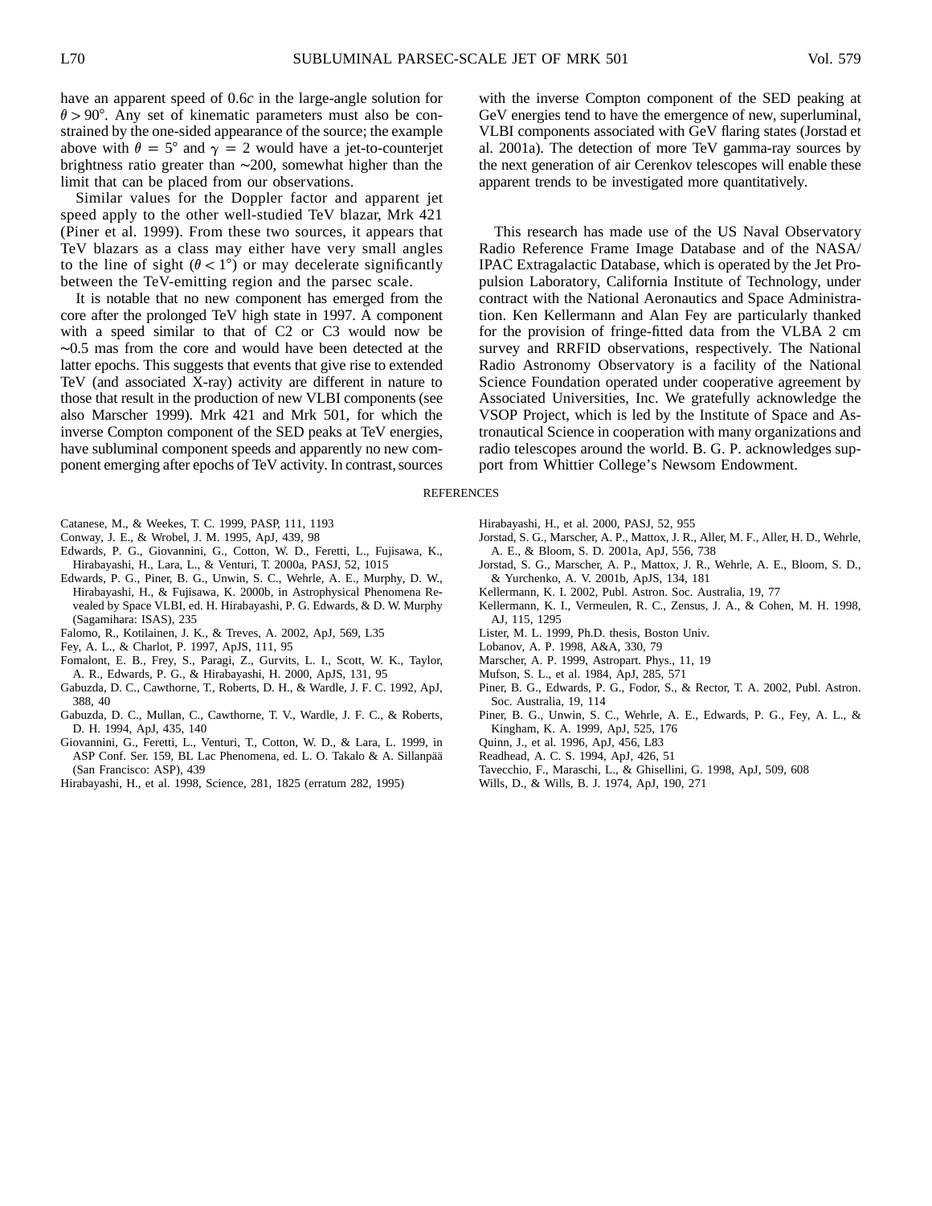have an apparent speed of 0.6$c$ in the large-angle solution for $\theta > 90°$. Any set of kinematic parameters must also be constrained by the one-sided appearance of the source; the example above with $\theta = 5°$ and $\gamma = 2$ would have a jet-to-counterjet brightness ratio greater than ∼200, somewhat higher than the limit that can be placed from our observations.

Similar values for the Doppler factor and apparent jet speed apply to the other well-studied TeV blazar, Mrk 421 (Piner et al. 1999). From these two sources, it appears that TeV blazars as a class may either have very small angles to the line of sight ($\theta < 1°$) or may decelerate significantly between the TeV-emitting region and the parsec scale.

It is notable that no new component has emerged from the core after the prolonged TeV high state in 1997. A component with a speed similar to that of C2 or C3 would now be ∼0.5 mas from the core and would have been detected at the latter epochs. This suggests that events that give rise to extended TeV (and associated X-ray) activity are different in nature to those that result in the production of new VLBI components (see also Marscher 1999). Mrk 421 and Mrk 501, for which the inverse Compton component of the SED peaks at TeV energies, have subluminal component speeds and apparently no new component emerging after epochs of TeV activity. In contrast, sources with the inverse Compton component of the SED peaking at GeV energies tend to have the emergence of new, superluminal, VLBI components associated with GeV flaring states (Jorstad et al. 2001a). The detection of more TeV gamma-ray sources by the next generation of air Cerenkov telescopes will enable these apparent trends to be investigated more quantitatively.

This research has made use of the US Naval Observatory Radio Reference Frame Image Database and of the NASA/IPAC Extragalactic Database, which is operated by the Jet Propulsion Laboratory, California Institute of Technology, under contract with the National Aeronautics and Space Administration. Ken Kellermann and Alan Fey are particularly thanked for the provision of fringe-fitted data from the VLBA 2 cm survey and RRFID observations, respectively. The National Radio Astronomy Observatory is a facility of the National Science Foundation operated under cooperative agreement by Associated Universities, Inc. We gratefully acknowledge the VSOP Project, which is led by the Institute of Space and Astronautical Science in cooperation with many organizations and radio telescopes around the world. B. G. P. acknowledges support from Whittier College's Newsom Endowment.

## REFERENCES

Catanese, M., & Weekes, T. C. 1999, PASP, 111, 1193
Conway, J. E., & Wrobel, J. M. 1995, ApJ, 439, 98
Edwards, P. G., Giovannini, G., Cotton, W. D., Feretti, L., Fujisawa, K., Hirabayashi, H., Lara, L., & Venturi, T. 2000a, PASJ, 52, 1015
Edwards, P. G., Piner, B. G., Unwin, S. C., Wehrle, A. E., Murphy, D. W., Hirabayashi, H., & Fujisawa, K. 2000b, in Astrophysical Phenomena Revealed by Space VLBI, ed. H. Hirabayashi, P. G. Edwards, & D. W. Murphy (Sagamihara: ISAS), 235
Falomo, R., Kotilainen, J. K., & Treves, A. 2002, ApJ, 569, L35
Fey, A. L., & Charlot, P. 1997, ApJS, 111, 95
Fomalont, E. B., Frey, S., Paragi, Z., Gurvits, L. I., Scott, W. K., Taylor, A. R., Edwards, P. G., & Hirabayashi, H. 2000, ApJS, 131, 95
Gabuzda, D. C., Cawthorne, T., Roberts, D. H., & Wardle, J. F. C. 1992, ApJ, 388, 40
Gabuzda, D. C., Mullan, C., Cawthorne, T. V., Wardle, J. F. C., & Roberts, D. H. 1994, ApJ, 435, 140
Giovannini, G., Feretti, L., Venturi, T., Cotton, W. D., & Lara, L. 1999, in ASP Conf. Ser. 159, BL Lac Phenomena, ed. L. O. Takalo & A. Sillanpää (San Francisco: ASP), 439
Hirabayashi, H., et al. 1998, Science, 281, 1825 (erratum 282, 1995)
Hirabayashi, H., et al. 2000, PASJ, 52, 955
Jorstad, S. G., Marscher, A. P., Mattox, J. R., Aller, M. F., Aller, H. D., Wehrle, A. E., & Bloom, S. D. 2001a, ApJ, 556, 738
Jorstad, S. G., Marscher, A. P., Mattox, J. R., Wehrle, A. E., Bloom, S. D., & Yurchenko, A. V. 2001b, ApJS, 134, 181
Kellermann, K. I. 2002, Publ. Astron. Soc. Australia, 19, 77
Kellermann, K. I., Vermeulen, R. C., Zensus, J. A., & Cohen, M. H. 1998, AJ, 115, 1295
Lister, M. L. 1999, Ph.D. thesis, Boston Univ.
Lobanov, A. P. 1998, A&A, 330, 79
Marscher, A. P. 1999, Astropart. Phys., 11, 19
Mufson, S. L., et al. 1984, ApJ, 285, 571
Piner, B. G., Edwards, P. G., Fodor, S., & Rector, T. A. 2002, Publ. Astron. Soc. Australia, 19, 114
Piner, B. G., Unwin, S. C., Wehrle, A. E., Edwards, P. G., Fey, A. L., & Kingham, K. A. 1999, ApJ, 525, 176
Quinn, J., et al. 1996, ApJ, 456, L83
Readhead, A. C. S. 1994, ApJ, 426, 51
Tavecchio, F., Maraschi, L., & Ghisellini, G. 1998, ApJ, 509, 608
Wills, D., & Wills, B. J. 1974, ApJ, 190, 271